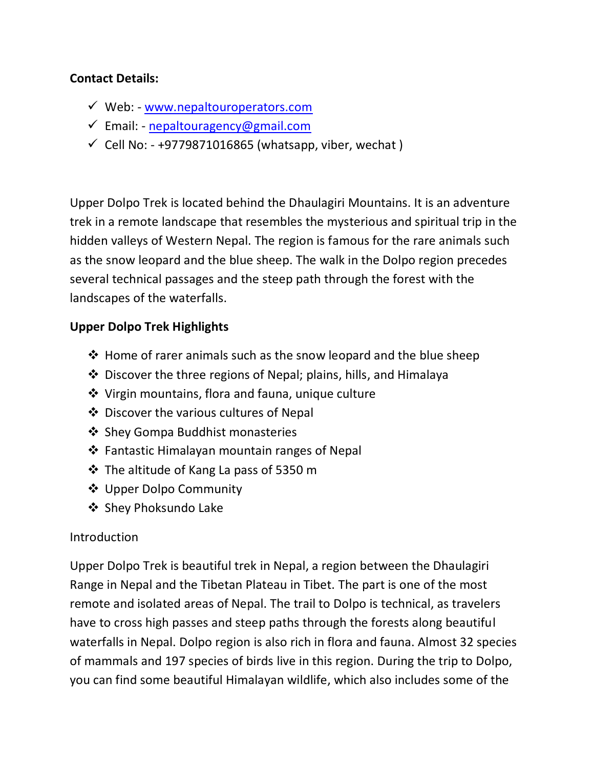**Contact Details:**

- ✓ Web: - www.nepaltouroperators.com
- ✓ Email: - nepaltouragency@gmail.com
- ✓ Cell No: - +9779871016865 (whatsapp, viber, wechat )

Upper Dolpo Trek is located behind the Dhaulagiri Mountains. It is an adventure trek in a remote landscape that resembles the mysterious and spiritual trip in the hidden valleys of Western Nepal. The region is famous for the rare animals such as the snow leopard and the blue sheep. The walk in the Dolpo region precedes several technical passages and the steep path through the forest with the landscapes of the waterfalls.

**Upper Dolpo Trek Highlights**

- ❖ Home of rarer animals such as the snow leopard and the blue sheep
- ❖ Discover the three regions of Nepal; plains, hills, and Himalaya
- ❖ Virgin mountains, flora and fauna, unique culture
- ❖ Discover the various cultures of Nepal
- ❖ Shey Gompa Buddhist monasteries
- ❖ Fantastic Himalayan mountain ranges of Nepal
- ❖ The altitude of Kang La pass of 5350 m
- ❖ Upper Dolpo Community
- ❖ Shey Phoksundo Lake

Introduction

Upper Dolpo Trek is beautiful trek in Nepal, a region between the Dhaulagiri Range in Nepal and the Tibetan Plateau in Tibet. The part is one of the most remote and isolated areas of Nepal. The trail to Dolpo is technical, as travelers have to cross high passes and steep paths through the forests along beautiful waterfalls in Nepal. Dolpo region is also rich in flora and fauna. Almost 32 species of mammals and 197 species of birds live in this region. During the trip to Dolpo, you can find some beautiful Himalayan wildlife, which also includes some of the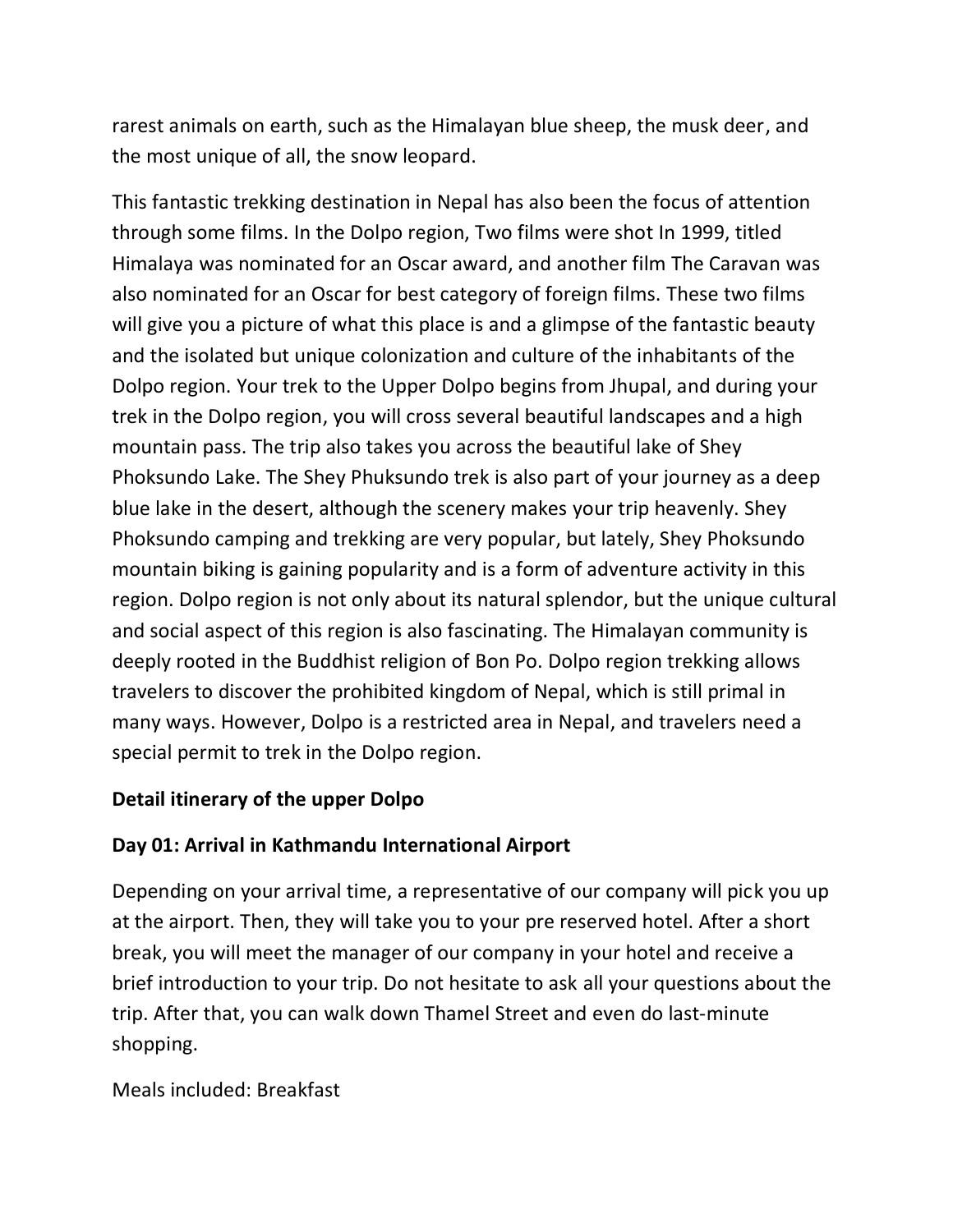rarest animals on earth, such as the Himalayan blue sheep, the musk deer, and the most unique of all, the snow leopard.

This fantastic trekking destination in Nepal has also been the focus of attention through some films. In the Dolpo region, Two films were shot In 1999, titled Himalaya was nominated for an Oscar award, and another film The Caravan was also nominated for an Oscar for best category of foreign films. These two films will give you a picture of what this place is and a glimpse of the fantastic beauty and the isolated but unique colonization and culture of the inhabitants of the Dolpo region. Your trek to the Upper Dolpo begins from Jhupal, and during your trek in the Dolpo region, you will cross several beautiful landscapes and a high mountain pass. The trip also takes you across the beautiful lake of Shey Phoksundo Lake. The Shey Phuksundo trek is also part of your journey as a deep blue lake in the desert, although the scenery makes your trip heavenly. Shey Phoksundo camping and trekking are very popular, but lately, Shey Phoksundo mountain biking is gaining popularity and is a form of adventure activity in this region. Dolpo region is not only about its natural splendor, but the unique cultural and social aspect of this region is also fascinating. The Himalayan community is deeply rooted in the Buddhist religion of Bon Po. Dolpo region trekking allows travelers to discover the prohibited kingdom of Nepal, which is still primal in many ways. However, Dolpo is a restricted area in Nepal, and travelers need a special permit to trek in the Dolpo region.

**Detail itinerary of the upper Dolpo**

**Day 01: Arrival in Kathmandu International Airport**

Depending on your arrival time, a representative of our company will pick you up at the airport. Then, they will take you to your pre reserved hotel. After a short break, you will meet the manager of our company in your hotel and receive a brief introduction to your trip. Do not hesitate to ask all your questions about the trip. After that, you can walk down Thamel Street and even do last-minute shopping.

Meals included: Breakfast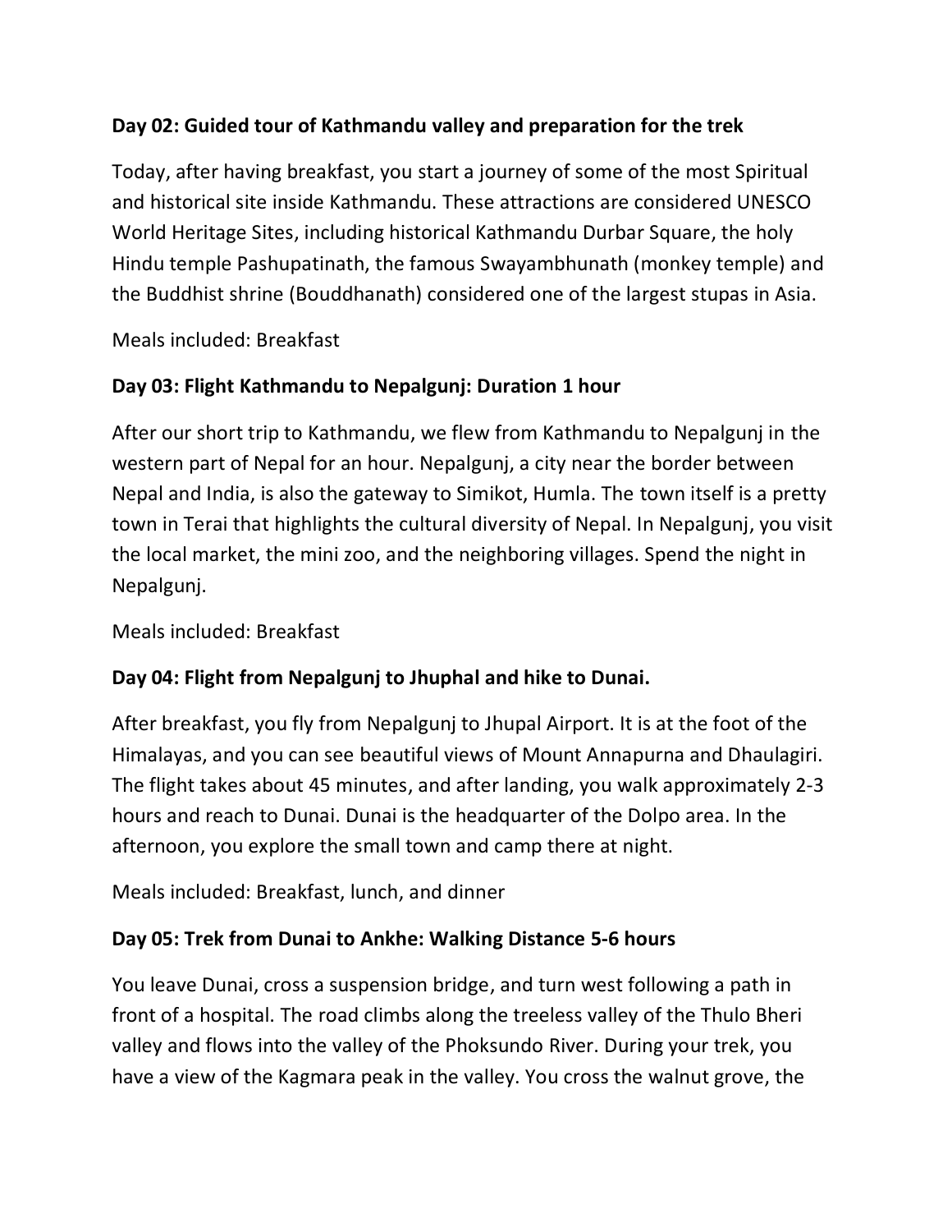**Day 02: Guided tour of Kathmandu valley and preparation for the trek**

Today, after having breakfast, you start a journey of some of the most Spiritual and historical site inside Kathmandu. These attractions are considered UNESCO World Heritage Sites, including historical Kathmandu Durbar Square, the holy Hindu temple Pashupatinath, the famous Swayambhunath (monkey temple) and the Buddhist shrine (Bouddhanath) considered one of the largest stupas in Asia.

Meals included: Breakfast

**Day 03: Flight Kathmandu to Nepalgunj: Duration 1 hour**

After our short trip to Kathmandu, we flew from Kathmandu to Nepalgunj in the western part of Nepal for an hour. Nepalgunj, a city near the border between Nepal and India, is also the gateway to Simikot, Humla. The town itself is a pretty town in Terai that highlights the cultural diversity of Nepal. In Nepalgunj, you visit the local market, the mini zoo, and the neighboring villages. Spend the night in Nepalgunj.

Meals included: Breakfast

**Day 04: Flight from Nepalgunj to Jhuphal and hike to Dunai.**

After breakfast, you fly from Nepalgunj to Jhupal Airport. It is at the foot of the Himalayas, and you can see beautiful views of Mount Annapurna and Dhaulagiri. The flight takes about 45 minutes, and after landing, you walk approximately 2-3 hours and reach to Dunai. Dunai is the headquarter of the Dolpo area. In the afternoon, you explore the small town and camp there at night.

Meals included: Breakfast, lunch, and dinner

**Day 05: Trek from Dunai to Ankhe: Walking Distance 5-6 hours**

You leave Dunai, cross a suspension bridge, and turn west following a path in front of a hospital. The road climbs along the treeless valley of the Thulo Bheri valley and flows into the valley of the Phoksundo River. During your trek, you have a view of the Kagmara peak in the valley. You cross the walnut grove, the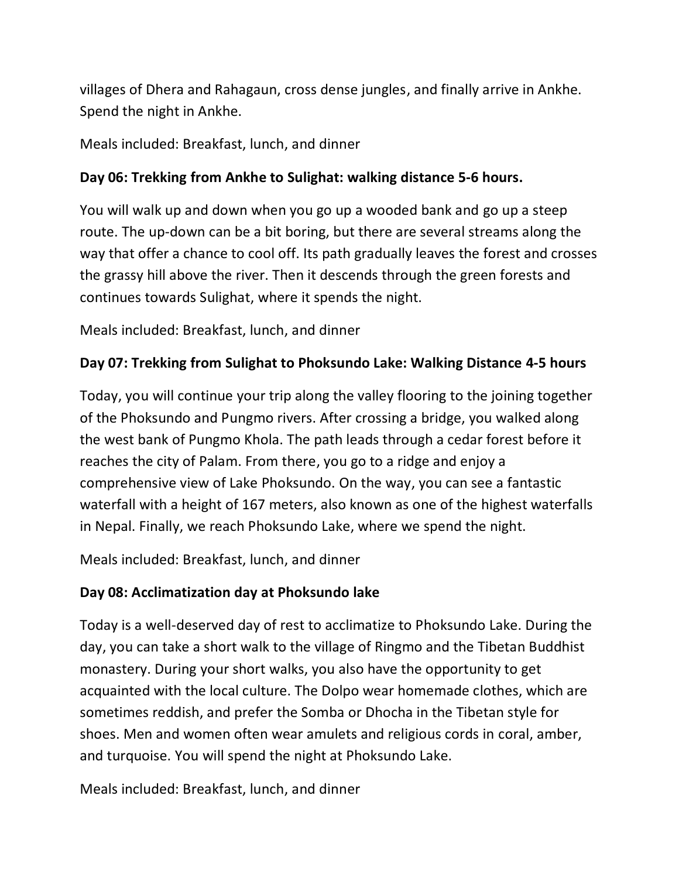villages of Dhera and Rahagaun, cross dense jungles, and finally arrive in Ankhe. Spend the night in Ankhe.

Meals included: Breakfast, lunch, and dinner

**Day 06: Trekking from Ankhe to Sulighat: walking distance 5-6 hours.**

You will walk up and down when you go up a wooded bank and go up a steep route. The up-down can be a bit boring, but there are several streams along the way that offer a chance to cool off. Its path gradually leaves the forest and crosses the grassy hill above the river. Then it descends through the green forests and continues towards Sulighat, where it spends the night.

Meals included: Breakfast, lunch, and dinner

**Day 07: Trekking from Sulighat to Phoksundo Lake: Walking Distance 4-5 hours**

Today, you will continue your trip along the valley flooring to the joining together of the Phoksundo and Pungmo rivers. After crossing a bridge, you walked along the west bank of Pungmo Khola. The path leads through a cedar forest before it reaches the city of Palam. From there, you go to a ridge and enjoy a comprehensive view of Lake Phoksundo. On the way, you can see a fantastic waterfall with a height of 167 meters, also known as one of the highest waterfalls in Nepal. Finally, we reach Phoksundo Lake, where we spend the night.

Meals included: Breakfast, lunch, and dinner

**Day 08: Acclimatization day at Phoksundo lake**

Today is a well-deserved day of rest to acclimatize to Phoksundo Lake. During the day, you can take a short walk to the village of Ringmo and the Tibetan Buddhist monastery. During your short walks, you also have the opportunity to get acquainted with the local culture. The Dolpo wear homemade clothes, which are sometimes reddish, and prefer the Somba or Dhocha in the Tibetan style for shoes. Men and women often wear amulets and religious cords in coral, amber, and turquoise. You will spend the night at Phoksundo Lake.

Meals included: Breakfast, lunch, and dinner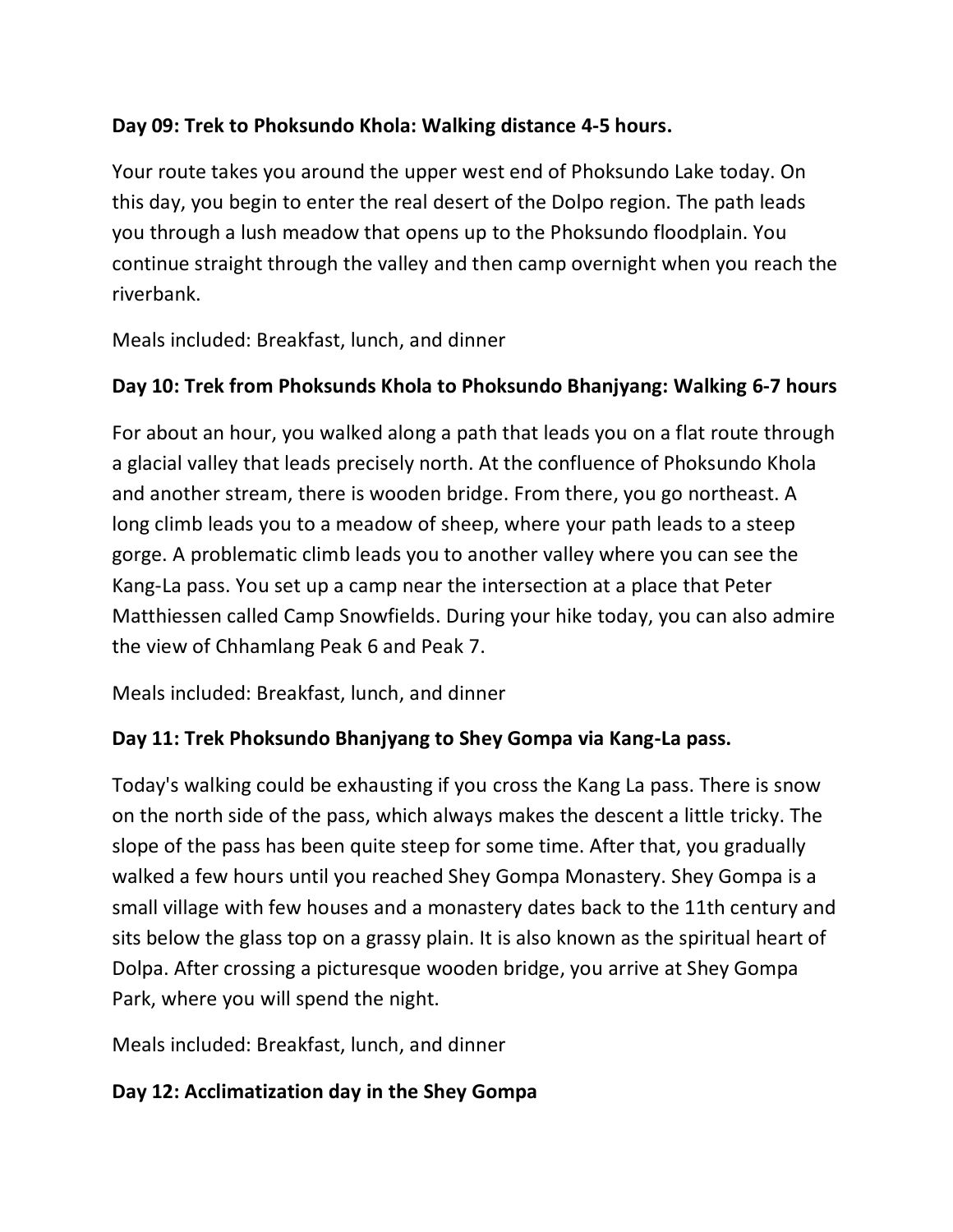**Day 09: Trek to Phoksundo Khola: Walking distance 4-5 hours.**

Your route takes you around the upper west end of Phoksundo Lake today. On this day, you begin to enter the real desert of the Dolpo region. The path leads you through a lush meadow that opens up to the Phoksundo floodplain. You continue straight through the valley and then camp overnight when you reach the riverbank.

Meals included: Breakfast, lunch, and dinner

**Day 10: Trek from Phoksunds Khola to Phoksundo Bhanjyang: Walking 6-7 hours**

For about an hour, you walked along a path that leads you on a flat route through a glacial valley that leads precisely north. At the confluence of Phoksundo Khola and another stream, there is wooden bridge. From there, you go northeast. A long climb leads you to a meadow of sheep, where your path leads to a steep gorge. A problematic climb leads you to another valley where you can see the Kang-La pass. You set up a camp near the intersection at a place that Peter Matthiessen called Camp Snowfields. During your hike today, you can also admire the view of Chhamlang Peak 6 and Peak 7.

Meals included: Breakfast, lunch, and dinner

**Day 11: Trek Phoksundo Bhanjyang to Shey Gompa via Kang-La pass.**

Today's walking could be exhausting if you cross the Kang La pass. There is snow on the north side of the pass, which always makes the descent a little tricky. The slope of the pass has been quite steep for some time. After that, you gradually walked a few hours until you reached Shey Gompa Monastery. Shey Gompa is a small village with few houses and a monastery dates back to the 11th century and sits below the glass top on a grassy plain. It is also known as the spiritual heart of Dolpa. After crossing a picturesque wooden bridge, you arrive at Shey Gompa Park, where you will spend the night.

Meals included: Breakfast, lunch, and dinner

**Day 12: Acclimatization day in the Shey Gompa**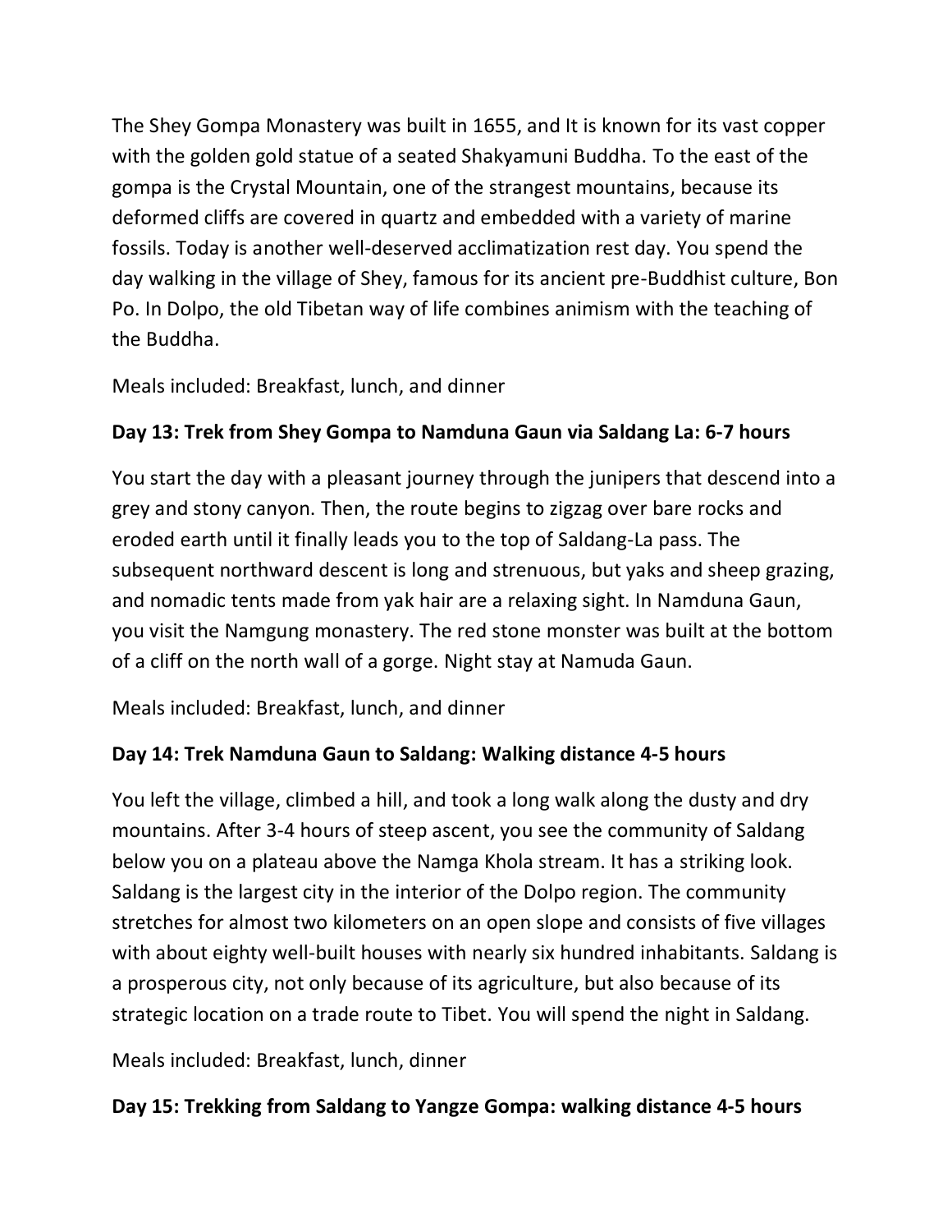The Shey Gompa Monastery was built in 1655, and It is known for its vast copper with the golden gold statue of a seated Shakyamuni Buddha. To the east of the gompa is the Crystal Mountain, one of the strangest mountains, because its deformed cliffs are covered in quartz and embedded with a variety of marine fossils. Today is another well-deserved acclimatization rest day. You spend the day walking in the village of Shey, famous for its ancient pre-Buddhist culture, Bon Po. In Dolpo, the old Tibetan way of life combines animism with the teaching of the Buddha.

Meals included: Breakfast, lunch, and dinner

**Day 13: Trek from Shey Gompa to Namduna Gaun via Saldang La: 6-7 hours**

You start the day with a pleasant journey through the junipers that descend into a grey and stony canyon. Then, the route begins to zigzag over bare rocks and eroded earth until it finally leads you to the top of Saldang-La pass. The subsequent northward descent is long and strenuous, but yaks and sheep grazing, and nomadic tents made from yak hair are a relaxing sight. In Namduna Gaun, you visit the Namgung monastery. The red stone monster was built at the bottom of a cliff on the north wall of a gorge. Night stay at Namuda Gaun.

Meals included: Breakfast, lunch, and dinner

**Day 14: Trek Namduna Gaun to Saldang: Walking distance 4-5 hours**

You left the village, climbed a hill, and took a long walk along the dusty and dry mountains. After 3-4 hours of steep ascent, you see the community of Saldang below you on a plateau above the Namga Khola stream. It has a striking look. Saldang is the largest city in the interior of the Dolpo region. The community stretches for almost two kilometers on an open slope and consists of five villages with about eighty well-built houses with nearly six hundred inhabitants. Saldang is a prosperous city, not only because of its agriculture, but also because of its strategic location on a trade route to Tibet. You will spend the night in Saldang.

Meals included: Breakfast, lunch, dinner

**Day 15: Trekking from Saldang to Yangze Gompa: walking distance 4-5 hours**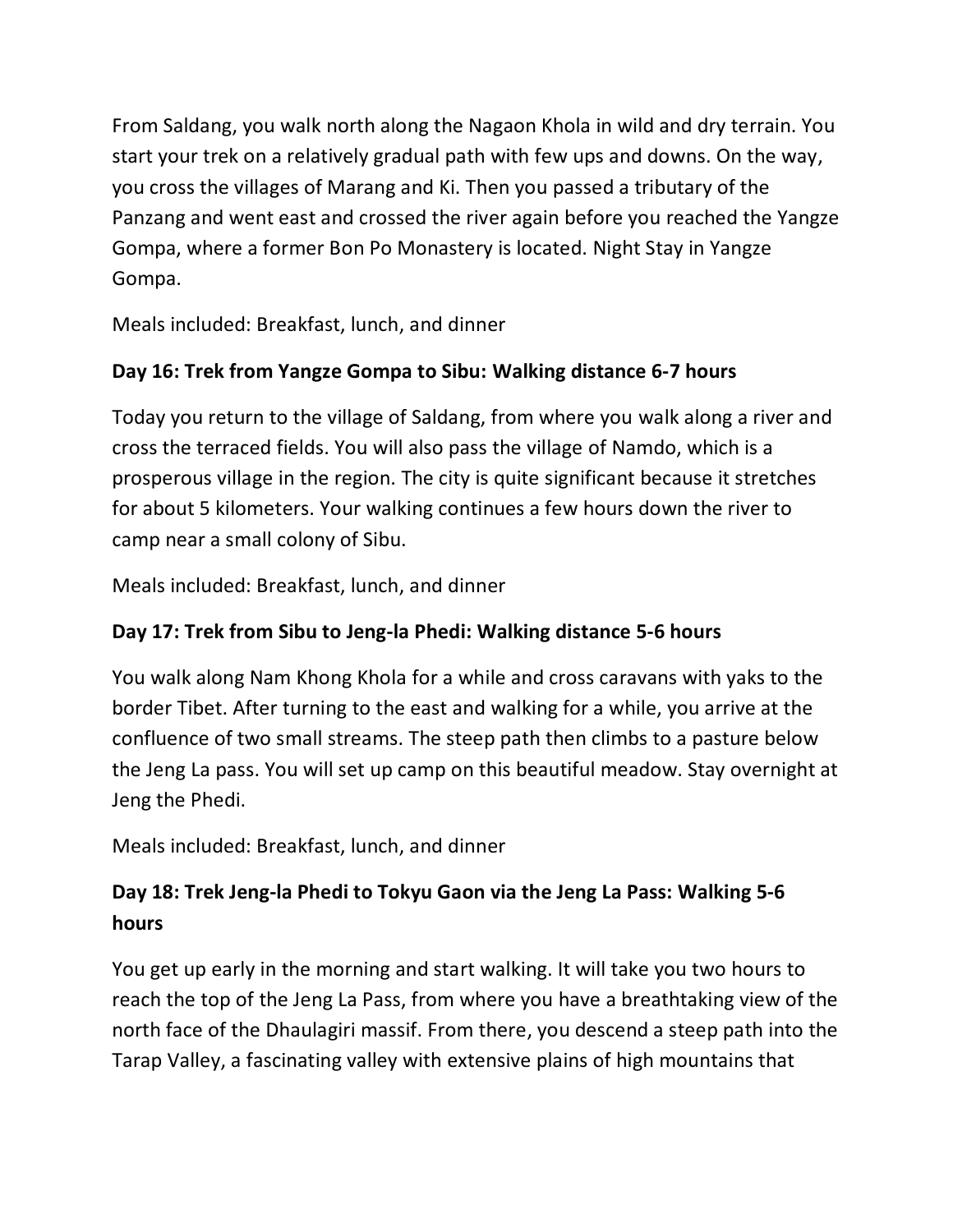From Saldang, you walk north along the Nagaon Khola in wild and dry terrain. You start your trek on a relatively gradual path with few ups and downs. On the way, you cross the villages of Marang and Ki. Then you passed a tributary of the Panzang and went east and crossed the river again before you reached the Yangze Gompa, where a former Bon Po Monastery is located. Night Stay in Yangze Gompa.

Meals included: Breakfast, lunch, and dinner

**Day 16: Trek from Yangze Gompa to Sibu: Walking distance 6-7 hours**

Today you return to the village of Saldang, from where you walk along a river and cross the terraced fields. You will also pass the village of Namdo, which is a prosperous village in the region. The city is quite significant because it stretches for about 5 kilometers. Your walking continues a few hours down the river to camp near a small colony of Sibu.

Meals included: Breakfast, lunch, and dinner

**Day 17: Trek from Sibu to Jeng-la Phedi: Walking distance 5-6 hours**

You walk along Nam Khong Khola for a while and cross caravans with yaks to the border Tibet. After turning to the east and walking for a while, you arrive at the confluence of two small streams. The steep path then climbs to a pasture below the Jeng La pass. You will set up camp on this beautiful meadow. Stay overnight at Jeng the Phedi.

Meals included: Breakfast, lunch, and dinner

**Day 18: Trek Jeng-la Phedi to Tokyu Gaon via the Jeng La Pass: Walking 5-6 hours**

You get up early in the morning and start walking. It will take you two hours to reach the top of the Jeng La Pass, from where you have a breathtaking view of the north face of the Dhaulagiri massif. From there, you descend a steep path into the Tarap Valley, a fascinating valley with extensive plains of high mountains that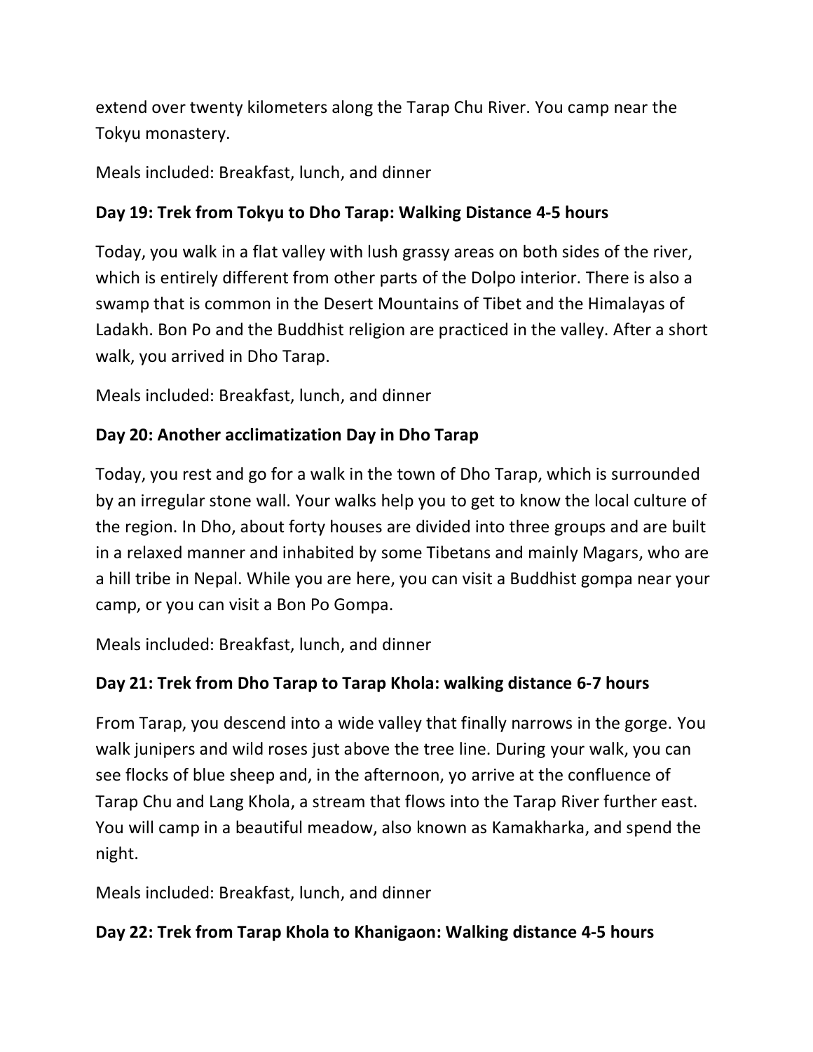extend over twenty kilometers along the Tarap Chu River. You camp near the Tokyu monastery.

Meals included: Breakfast, lunch, and dinner

**Day 19: Trek from Tokyu to Dho Tarap: Walking Distance 4-5 hours**

Today, you walk in a flat valley with lush grassy areas on both sides of the river, which is entirely different from other parts of the Dolpo interior. There is also a swamp that is common in the Desert Mountains of Tibet and the Himalayas of Ladakh. Bon Po and the Buddhist religion are practiced in the valley. After a short walk, you arrived in Dho Tarap.

Meals included: Breakfast, lunch, and dinner

**Day 20: Another acclimatization Day in Dho Tarap**

Today, you rest and go for a walk in the town of Dho Tarap, which is surrounded by an irregular stone wall. Your walks help you to get to know the local culture of the region. In Dho, about forty houses are divided into three groups and are built in a relaxed manner and inhabited by some Tibetans and mainly Magars, who are a hill tribe in Nepal. While you are here, you can visit a Buddhist gompa near your camp, or you can visit a Bon Po Gompa.

Meals included: Breakfast, lunch, and dinner

**Day 21: Trek from Dho Tarap to Tarap Khola: walking distance 6-7 hours**

From Tarap, you descend into a wide valley that finally narrows in the gorge. You walk junipers and wild roses just above the tree line. During your walk, you can see flocks of blue sheep and, in the afternoon, yo arrive at the confluence of Tarap Chu and Lang Khola, a stream that flows into the Tarap River further east. You will camp in a beautiful meadow, also known as Kamakharka, and spend the night.

Meals included: Breakfast, lunch, and dinner

**Day 22: Trek from Tarap Khola to Khanigaon: Walking distance 4-5 hours**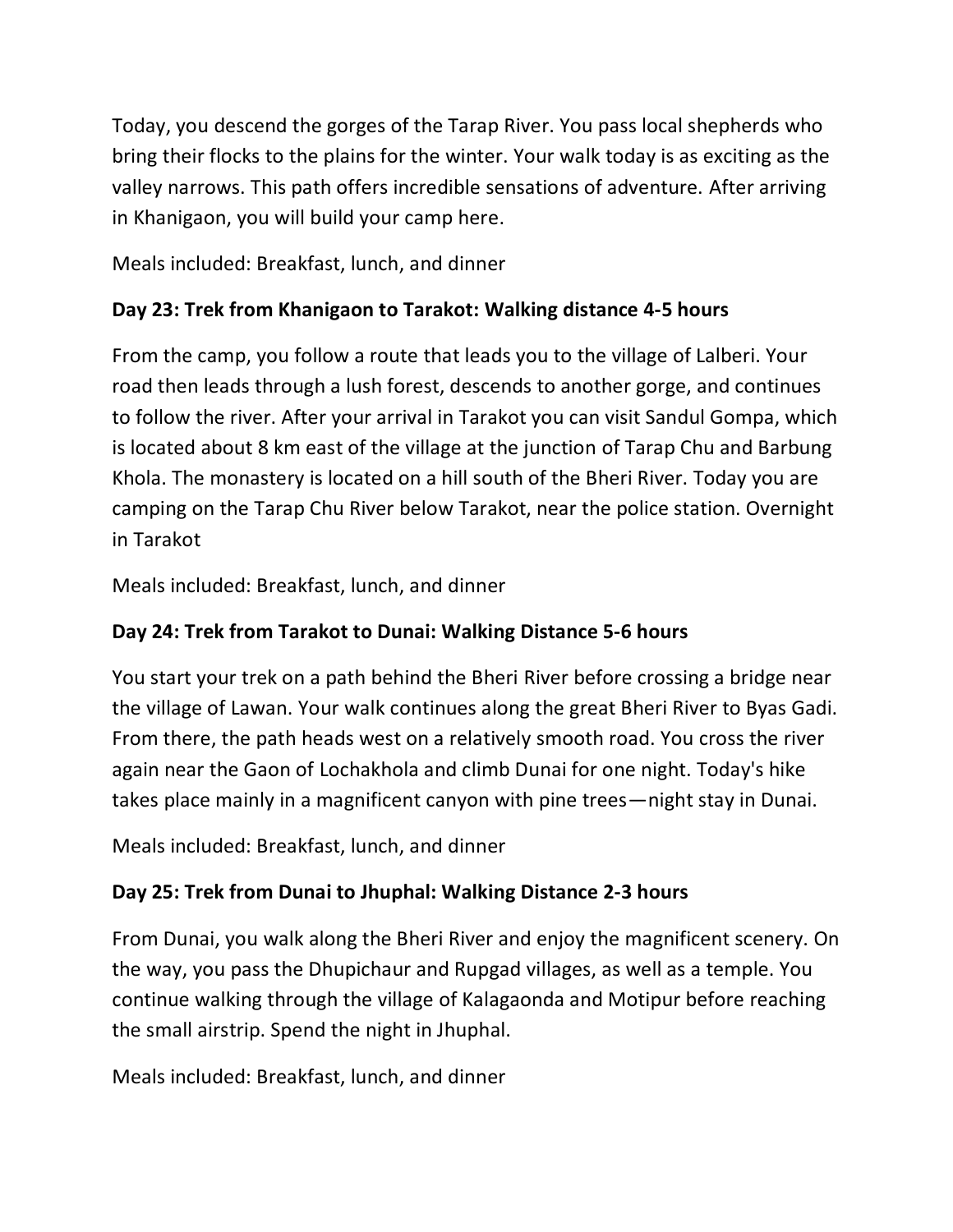Today, you descend the gorges of the Tarap River. You pass local shepherds who bring their flocks to the plains for the winter. Your walk today is as exciting as the valley narrows. This path offers incredible sensations of adventure. After arriving in Khanigaon, you will build your camp here.

Meals included: Breakfast, lunch, and dinner

**Day 23: Trek from Khanigaon to Tarakot: Walking distance 4-5 hours**

From the camp, you follow a route that leads you to the village of Lalberi. Your road then leads through a lush forest, descends to another gorge, and continues to follow the river. After your arrival in Tarakot you can visit Sandul Gompa, which is located about 8 km east of the village at the junction of Tarap Chu and Barbung Khola. The monastery is located on a hill south of the Bheri River. Today you are camping on the Tarap Chu River below Tarakot, near the police station. Overnight in Tarakot

Meals included: Breakfast, lunch, and dinner

**Day 24: Trek from Tarakot to Dunai: Walking Distance 5-6 hours**

You start your trek on a path behind the Bheri River before crossing a bridge near the village of Lawan. Your walk continues along the great Bheri River to Byas Gadi. From there, the path heads west on a relatively smooth road. You cross the river again near the Gaon of Lochakhola and climb Dunai for one night. Today's hike takes place mainly in a magnificent canyon with pine trees—night stay in Dunai.

Meals included: Breakfast, lunch, and dinner

**Day 25: Trek from Dunai to Jhuphal: Walking Distance 2-3 hours**

From Dunai, you walk along the Bheri River and enjoy the magnificent scenery. On the way, you pass the Dhupichaur and Rupgad villages, as well as a temple. You continue walking through the village of Kalagaonda and Motipur before reaching the small airstrip. Spend the night in Jhuphal.

Meals included: Breakfast, lunch, and dinner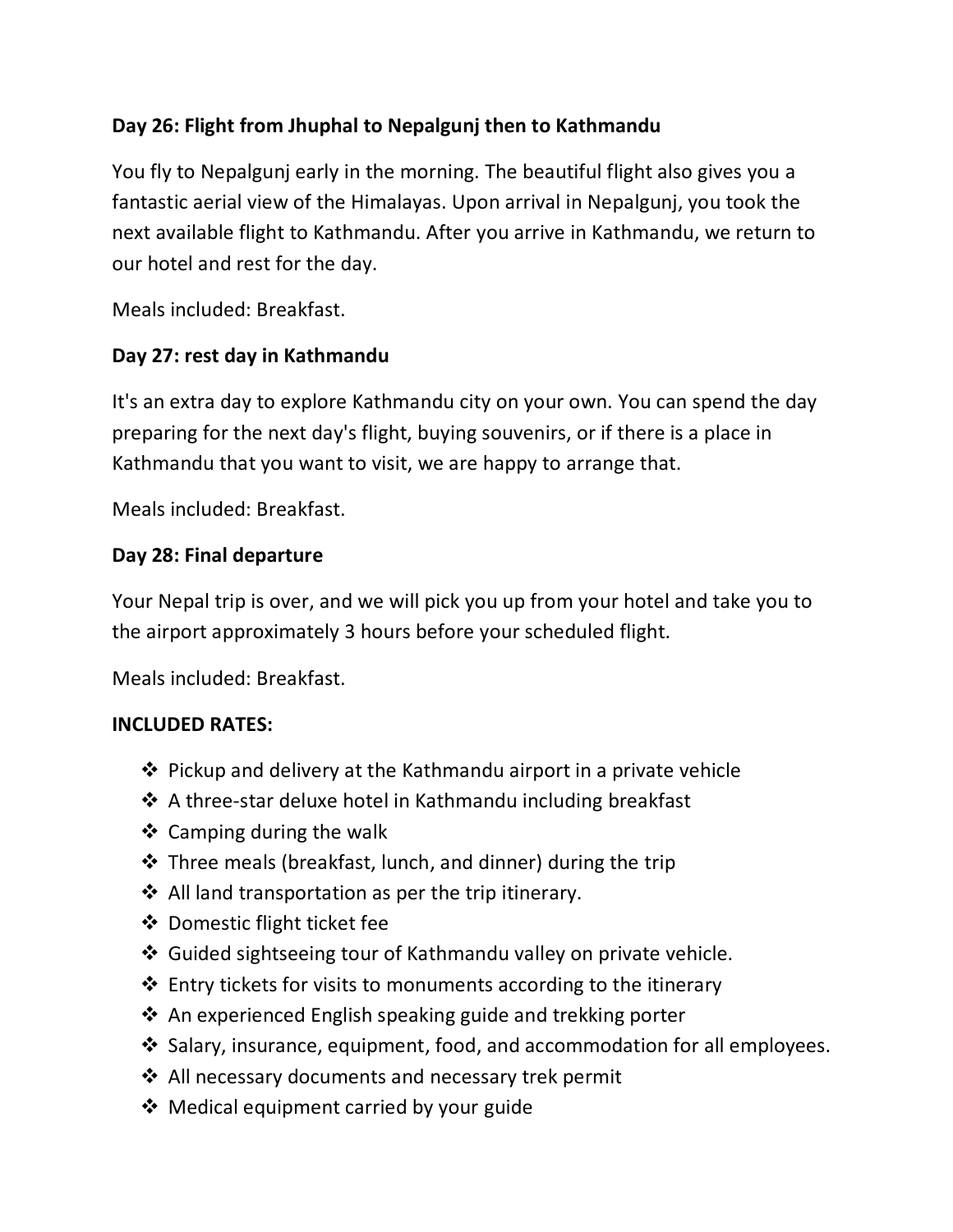**Day 26: Flight from Jhuphal to Nepalgunj then to Kathmandu**

You fly to Nepalgunj early in the morning. The beautiful flight also gives you a fantastic aerial view of the Himalayas. Upon arrival in Nepalgunj, you took the next available flight to Kathmandu. After you arrive in Kathmandu, we return to our hotel and rest for the day.

Meals included: Breakfast.

**Day 27: rest day in Kathmandu**

It's an extra day to explore Kathmandu city on your own. You can spend the day preparing for the next day's flight, buying souvenirs, or if there is a place in Kathmandu that you want to visit, we are happy to arrange that.

Meals included: Breakfast.

**Day 28: Final departure**

Your Nepal trip is over, and we will pick you up from your hotel and take you to the airport approximately 3 hours before your scheduled flight.

Meals included: Breakfast.

**INCLUDED RATES:**

- ❖ Pickup and delivery at the Kathmandu airport in a private vehicle
- ❖ A three-star deluxe hotel in Kathmandu including breakfast
- ❖ Camping during the walk
- ❖ Three meals (breakfast, lunch, and dinner) during the trip
- ❖ All land transportation as per the trip itinerary.
- ❖ Domestic flight ticket fee
- ❖ Guided sightseeing tour of Kathmandu valley on private vehicle.
- ❖ Entry tickets for visits to monuments according to the itinerary
- ❖ An experienced English speaking guide and trekking porter
- ❖ Salary, insurance, equipment, food, and accommodation for all employees.
- ❖ All necessary documents and necessary trek permit
- ❖ Medical equipment carried by your guide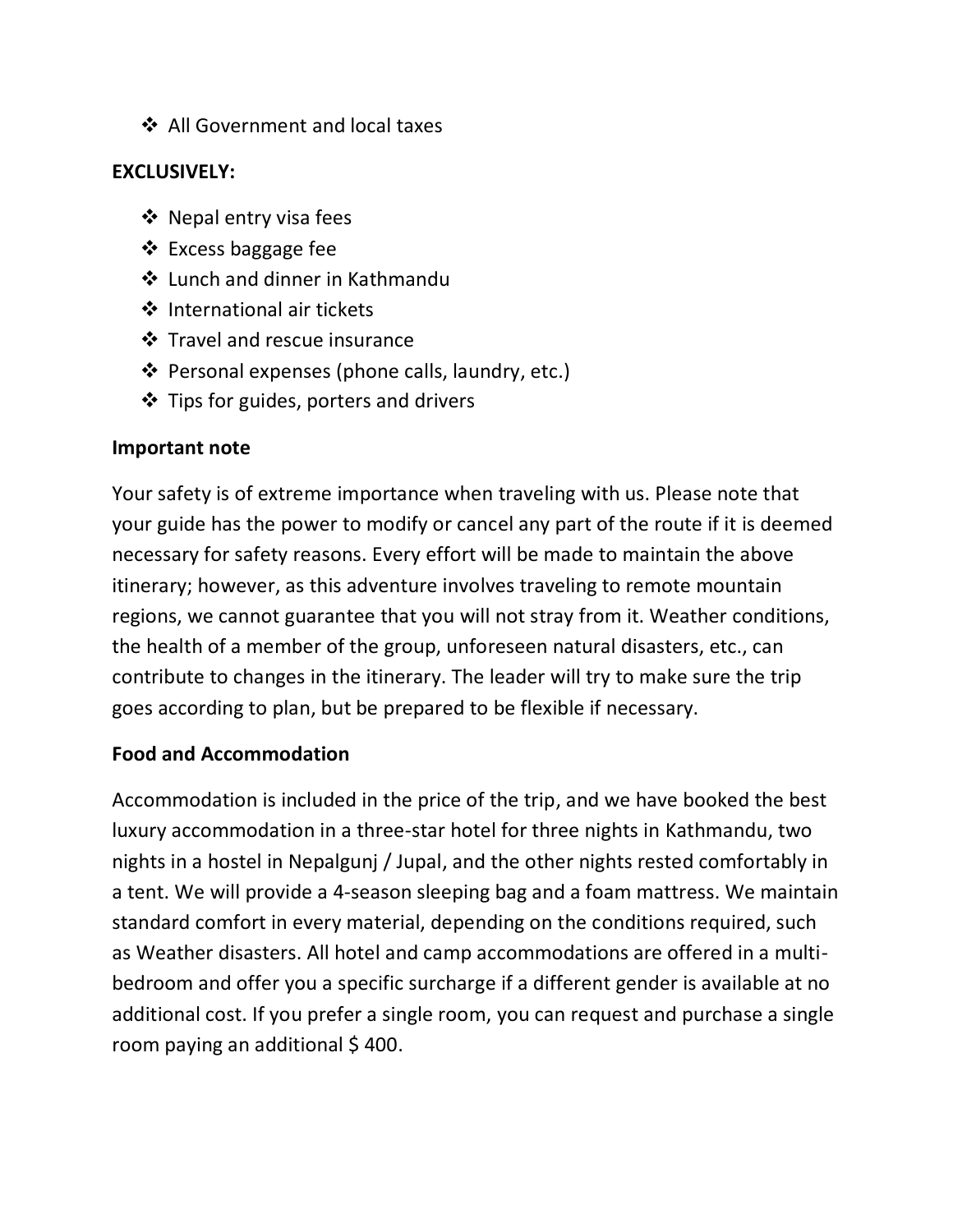- All Government and local taxes

**EXCLUSIVELY:**

- Nepal entry visa fees
- Excess baggage fee
- Lunch and dinner in Kathmandu
- International air tickets
- Travel and rescue insurance
- Personal expenses (phone calls, laundry, etc.)
- Tips for guides, porters and drivers

**Important note**

Your safety is of extreme importance when traveling with us. Please note that your guide has the power to modify or cancel any part of the route if it is deemed necessary for safety reasons. Every effort will be made to maintain the above itinerary; however, as this adventure involves traveling to remote mountain regions, we cannot guarantee that you will not stray from it. Weather conditions, the health of a member of the group, unforeseen natural disasters, etc., can contribute to changes in the itinerary. The leader will try to make sure the trip goes according to plan, but be prepared to be flexible if necessary.

**Food and Accommodation**

Accommodation is included in the price of the trip, and we have booked the best luxury accommodation in a three-star hotel for three nights in Kathmandu, two nights in a hostel in Nepalgunj / Jupal, and the other nights rested comfortably in a tent. We will provide a 4-season sleeping bag and a foam mattress. We maintain standard comfort in every material, depending on the conditions required, such as Weather disasters. All hotel and camp accommodations are offered in a multi-bedroom and offer you a specific surcharge if a different gender is available at no additional cost. If you prefer a single room, you can request and purchase a single room paying an additional $ 400.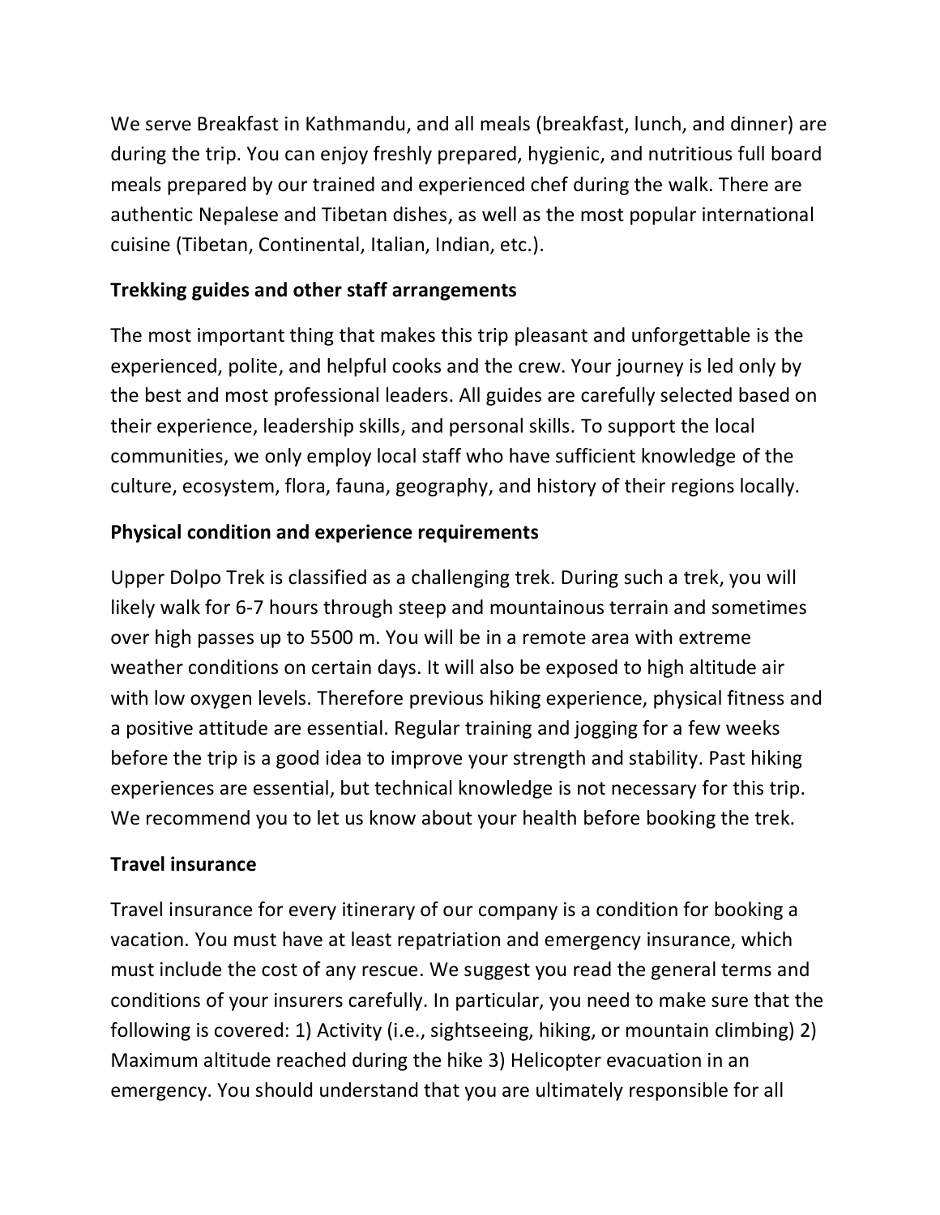We serve Breakfast in Kathmandu, and all meals (breakfast, lunch, and dinner) are during the trip. You can enjoy freshly prepared, hygienic, and nutritious full board meals prepared by our trained and experienced chef during the walk. There are authentic Nepalese and Tibetan dishes, as well as the most popular international cuisine (Tibetan, Continental, Italian, Indian, etc.).

**Trekking guides and other staff arrangements**

The most important thing that makes this trip pleasant and unforgettable is the experienced, polite, and helpful cooks and the crew. Your journey is led only by the best and most professional leaders. All guides are carefully selected based on their experience, leadership skills, and personal skills. To support the local communities, we only employ local staff who have sufficient knowledge of the culture, ecosystem, flora, fauna, geography, and history of their regions locally.

**Physical condition and experience requirements**

Upper Dolpo Trek is classified as a challenging trek. During such a trek, you will likely walk for 6-7 hours through steep and mountainous terrain and sometimes over high passes up to 5500 m. You will be in a remote area with extreme weather conditions on certain days. It will also be exposed to high altitude air with low oxygen levels. Therefore previous hiking experience, physical fitness and a positive attitude are essential. Regular training and jogging for a few weeks before the trip is a good idea to improve your strength and stability. Past hiking experiences are essential, but technical knowledge is not necessary for this trip. We recommend you to let us know about your health before booking the trek.

**Travel insurance**

Travel insurance for every itinerary of our company is a condition for booking a vacation. You must have at least repatriation and emergency insurance, which must include the cost of any rescue. We suggest you read the general terms and conditions of your insurers carefully. In particular, you need to make sure that the following is covered: 1) Activity (i.e., sightseeing, hiking, or mountain climbing) 2) Maximum altitude reached during the hike 3) Helicopter evacuation in an emergency. You should understand that you are ultimately responsible for all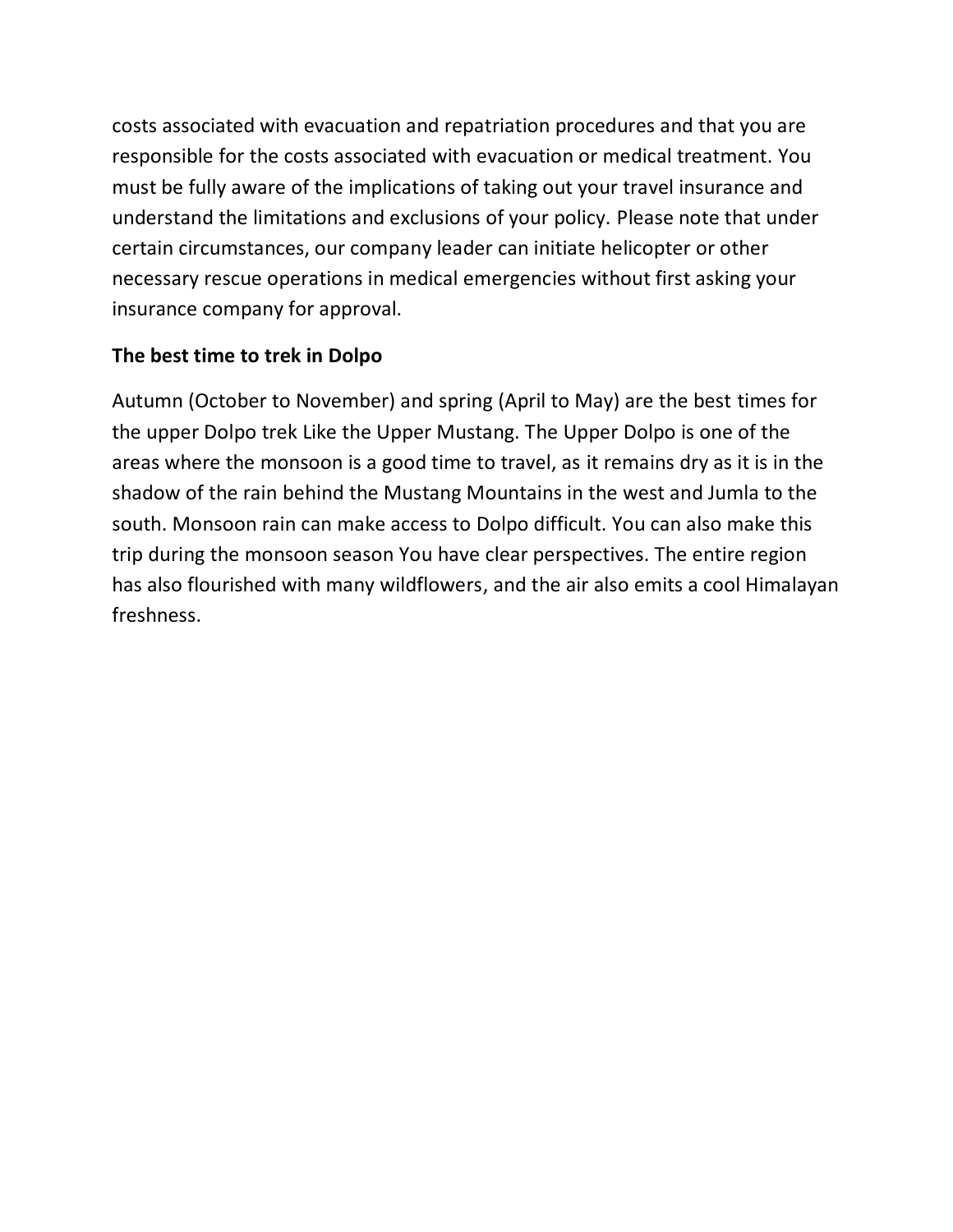costs associated with evacuation and repatriation procedures and that you are responsible for the costs associated with evacuation or medical treatment. You must be fully aware of the implications of taking out your travel insurance and understand the limitations and exclusions of your policy. Please note that under certain circumstances, our company leader can initiate helicopter or other necessary rescue operations in medical emergencies without first asking your insurance company for approval.

**The best time to trek in Dolpo**

Autumn (October to November) and spring (April to May) are the best times for the upper Dolpo trek Like the Upper Mustang. The Upper Dolpo is one of the areas where the monsoon is a good time to travel, as it remains dry as it is in the shadow of the rain behind the Mustang Mountains in the west and Jumla to the south. Monsoon rain can make access to Dolpo difficult. You can also make this trip during the monsoon season You have clear perspectives. The entire region has also flourished with many wildflowers, and the air also emits a cool Himalayan freshness.